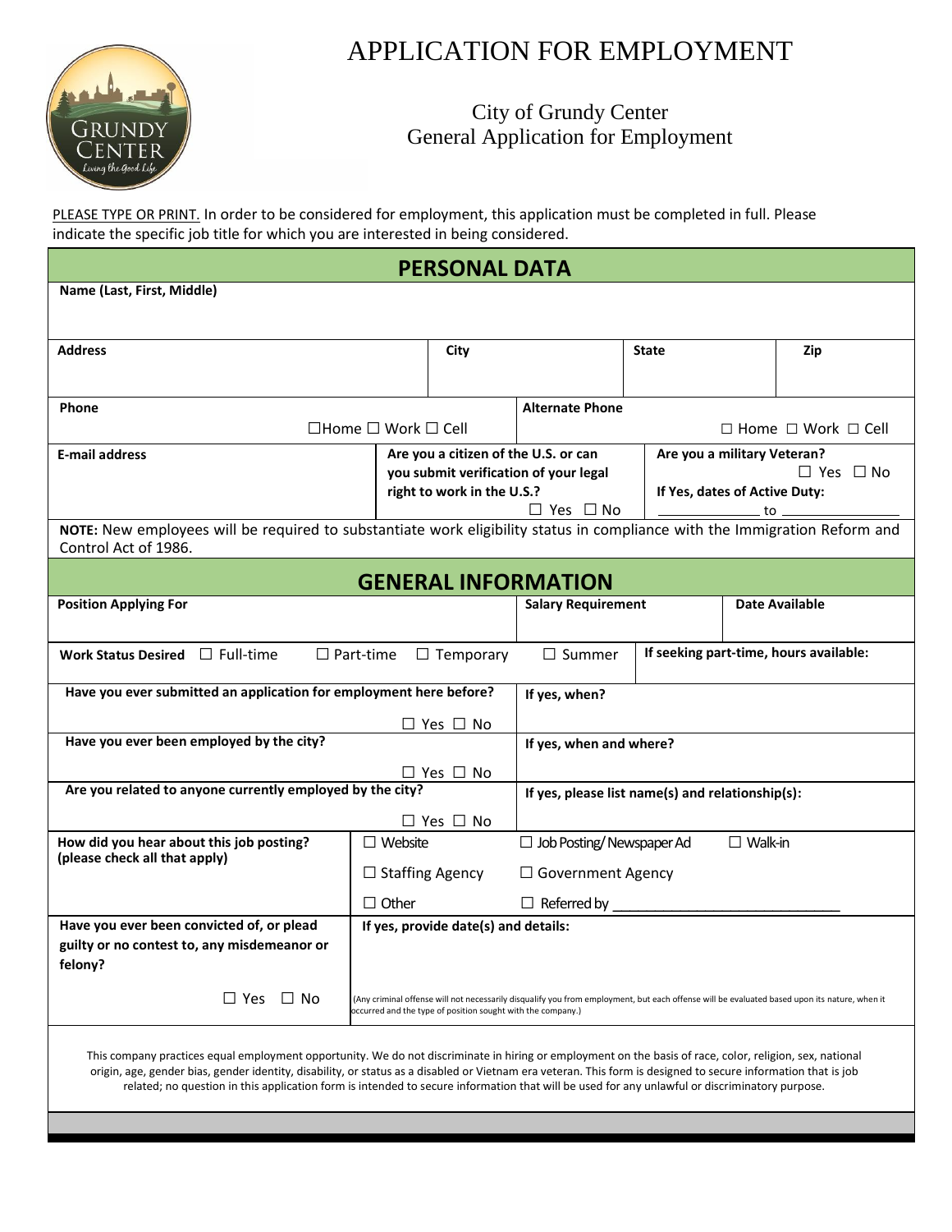# APPLICATION FOR EMPLOYMENT

City of Grundy Center
General Application for Employment

PLEASE TYPE OR PRINT. In order to be considered for employment, this application must be completed in full. Please indicate the specific job title for which you are interested in being considered.

## PERSONAL DATA

| Name (Last, First, Middle) | | | |
|---|---|---|---|
| **Address** | **City** | **State** | **Zip** |
| **Phone** ☐Home ☐ Work ☐ Cell | | **Alternate Phone** ☐ Home ☐ Work ☐ Cell | |
| **E-mail address** | **Are you a citizen of the U.S. or can you submit verification of your legal right to work in the U.S.?** ☐ Yes ☐ No | **Are you a military Veteran?** ☐ Yes ☐ No **If Yes, dates of Active Duty:** ____________ to ____________ | |

**NOTE:** New employees will be required to substantiate work eligibility status in compliance with the Immigration Reform and Control Act of 1986.

## GENERAL INFORMATION

| **Position Applying For** | **Salary Requirement** | **Date Available** |
|---|---|---|
| **Work Status Desired** ☐ Full-time ☐ Part-time ☐ Temporary ☐ Summer | **If seeking part-time, hours available:** | |
| **Have you ever submitted an application for employment here before?** ☐ Yes ☐ No | **If yes, when?** | |
| **Have you ever been employed by the city?** ☐ Yes ☐ No | **If yes, when and where?** | |
| **Are you related to anyone currently employed by the city?** ☐ Yes ☐ No | **If yes, please list name(s) and relationship(s):** | |

| **How did you hear about this job posting? (please check all that apply)** | ☐ Website | ☐ Job Posting/ Newspaper Ad | ☐ Walk-in |
|---|---|---|---|
| | ☐ Staffing Agency | ☐ Government Agency | |
| | ☐ Other | ☐ Referred by ____________________________ | |

| **Have you ever been convicted of, or plead guilty or no contest to, any misdemeanor or felony?** ☐ Yes ☐ No | **If yes, provide date(s) and details:** (Any criminal offense will not necessarily disqualify you from employment, but each offense will be evaluated based upon its nature, when it occurred and the type of position sought with the company.) |
|---|---|

This company practices equal employment opportunity. We do not discriminate in hiring or employment on the basis of race, color, religion, sex, national origin, age, gender bias, gender identity, disability, or status as a disabled or Vietnam era veteran. This form is designed to secure information that is job related; no question in this application form is intended to secure information that will be used for any unlawful or discriminatory purpose.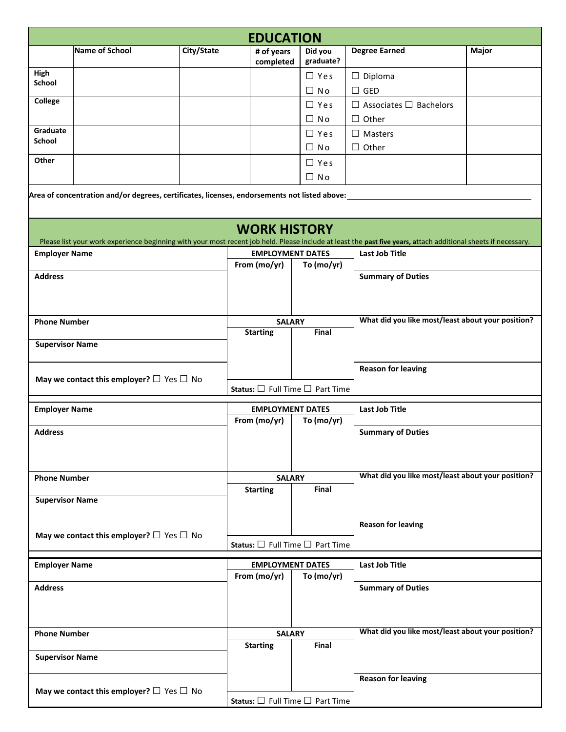## EDUCATION

| | Name of School | City/State | # of years completed | Did you graduate? | Degree Earned | Major |
|---|---|---|---|---|---|---|
| High School | | | | ☐ Yes ☐ No | ☐ Diploma ☐ GED | |
| College | | | | ☐ Yes ☐ No | ☐ Associates ☐ Bachelors ☐ Other | |
| Graduate School | | | | ☐ Yes ☐ No | ☐ Masters ☐ Other | |
| Other | | | | ☐ Yes ☐ No | | |

**Area of concentration and/or degrees, certificates, licenses, endorsements not listed above:** ______________________________

______________________________________________________________________

## WORK HISTORY

Please list your work experience beginning with your most recent job held. Please include at least the **past five years, a**ttach additional sheets if necessary.

| **Employer Name** | **EMPLOYMENT DATES** | | **Last Job Title** |
|---|---|---|---|
| | **From (mo/yr)** | **To (mo/yr)** | |
| **Address** | | | **Summary of Duties** |
| **Phone Number** | **SALARY** | | **What did you like most/least about your position?** |
| | **Starting** | **Final** | |
| **Supervisor Name** | | | |
| **May we contact this employer?** ☐ Yes ☐ No | **Status:** ☐ Full Time ☐ Part Time | | **Reason for leaving** |

| **Employer Name** | **EMPLOYMENT DATES** | | **Last Job Title** |
|---|---|---|---|
| | **From (mo/yr)** | **To (mo/yr)** | |
| **Address** | | | **Summary of Duties** |
| **Phone Number** | **SALARY** | | **What did you like most/least about your position?** |
| | **Starting** | **Final** | |
| **Supervisor Name** | | | |
| **May we contact this employer?** ☐ Yes ☐ No | **Status:** ☐ Full Time ☐ Part Time | | **Reason for leaving** |

| **Employer Name** | **EMPLOYMENT DATES** | | **Last Job Title** |
|---|---|---|---|
| | **From (mo/yr)** | **To (mo/yr)** | |
| **Address** | | | **Summary of Duties** |
| **Phone Number** | **SALARY** | | **What did you like most/least about your position?** |
| | **Starting** | **Final** | |
| **Supervisor Name** | | | |
| **May we contact this employer?** ☐ Yes ☐ No | **Status:** ☐ Full Time ☐ Part Time | | **Reason for leaving** |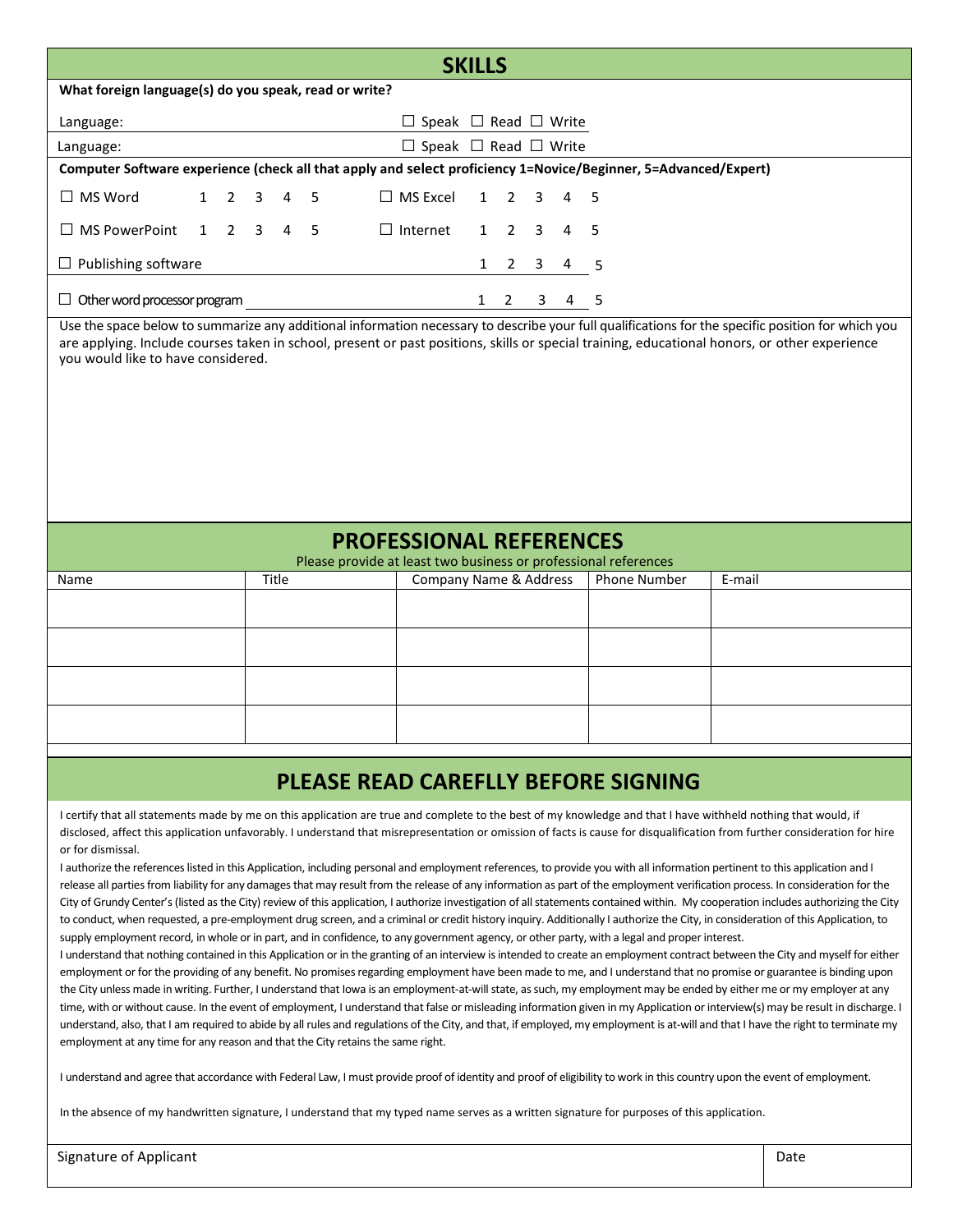## SKILLS

**What foreign language(s) do you speak, read or write?**

Language: ☐ Speak ☐ Read ☐ Write

Language: ☐ Speak ☐ Read ☐ Write

**Computer Software experience (check all that apply and select proficiency 1=Novice/Beginner, 5=Advanced/Expert)**

☐ MS Word 1 2 3 4 5 ☐ MS Excel 1 2 3 4 5

☐ MS PowerPoint 1 2 3 4 5 ☐ Internet 1 2 3 4 5

☐ Publishing software 1 2 3 4 5

☐ Other word processor program 1 2 3 4 5

Use the space below to summarize any additional information necessary to describe your full qualifications for the specific position for which you are applying. Include courses taken in school, present or past positions, skills or special training, educational honors, or other experience you would like to have considered.

## PROFESSIONAL REFERENCES

Please provide at least two business or professional references

| Name | Title | Company Name & Address | Phone Number | E-mail |
|---|---|---|---|---|
| | | | | |
| | | | | |
| | | | | |
| | | | | |

## PLEASE READ CAREFLLY BEFORE SIGNING

I certify that all statements made by me on this application are true and complete to the best of my knowledge and that I have withheld nothing that would, if disclosed, affect this application unfavorably. I understand that misrepresentation or omission of facts is cause for disqualification from further consideration for hire or for dismissal.

I authorize the references listed in this Application, including personal and employment references, to provide you with all information pertinent to this application and I release all parties from liability for any damages that may result from the release of any information as part of the employment verification process. In consideration for the City of Grundy Center's (listed as the City) review of this application, I authorize investigation of all statements contained within. My cooperation includes authorizing the City to conduct, when requested, a pre-employment drug screen, and a criminal or credit history inquiry. Additionally I authorize the City, in consideration of this Application, to supply employment record, in whole or in part, and in confidence, to any government agency, or other party, with a legal and proper interest.

I understand that nothing contained in this Application or in the granting of an interview is intended to create an employment contract between the City and myself for either employment or for the providing of any benefit. No promises regarding employment have been made to me, and I understand that no promise or guarantee is binding upon the City unless made in writing. Further, I understand that Iowa is an employment-at-will state, as such, my employment may be ended by either me or my employer at any time, with or without cause. In the event of employment, I understand that false or misleading information given in my Application or interview(s) may be result in discharge. I understand, also, that I am required to abide by all rules and regulations of the City, and that, if employed, my employment is at-will and that I have the right to terminate my employment at any time for any reason and that the City retains the same right.

I understand and agree that accordance with Federal Law, I must provide proof of identity and proof of eligibility to work in this country upon the event of employment.

In the absence of my handwritten signature, I understand that my typed name serves as a written signature for purposes of this application.

| Signature of Applicant | Date |
|---|---|
| | |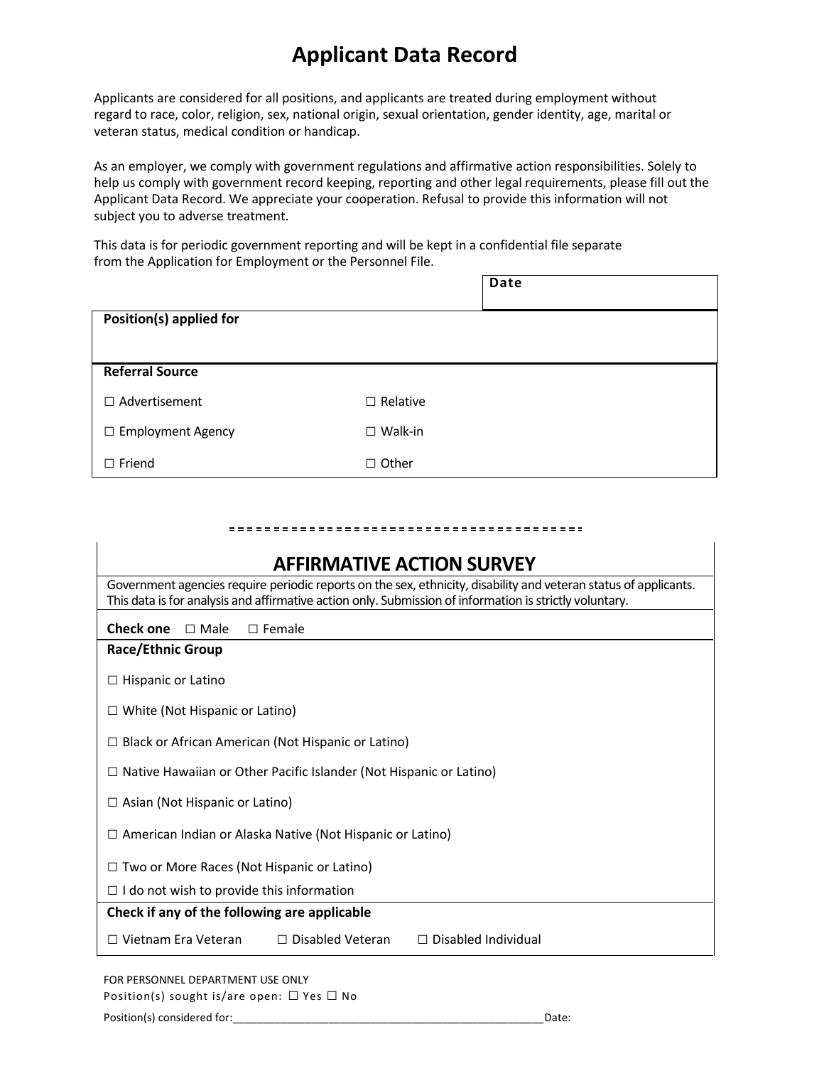# Applicant Data Record

Applicants are considered for all positions, and applicants are treated during employment without regard to race, color, religion, sex, national origin, sexual orientation, gender identity, age, marital or veteran status, medical condition or handicap.

As an employer, we comply with government regulations and affirmative action responsibilities. Solely to help us comply with government record keeping, reporting and other legal requirements, please fill out the Applicant Data Record. We appreciate your cooperation. Refusal to provide this information will not subject you to adverse treatment.

This data is for periodic government reporting and will be kept in a confidential file separate from the Application for Employment or the Personnel File.

**Date**

**Position(s) applied for**

**Referral Source**

| | |
|---|---|
| ☐ Advertisement | ☐ Relative |
| ☐ Employment Agency | ☐ Walk-in |
| ☐ Friend | ☐ Other |

---

## AFFIRMATIVE ACTION SURVEY

Government agencies require periodic reports on the sex, ethnicity, disability and veteran status of applicants. This data is for analysis and affirmative action only. Submission of information is strictly voluntary.

**Check one** ☐ Male ☐ Female

**Race/Ethnic Group**

☐ Hispanic or Latino

☐ White (Not Hispanic or Latino)

☐ Black or African American (Not Hispanic or Latino)

☐ Native Hawaiian or Other Pacific Islander (Not Hispanic or Latino)

☐ Asian (Not Hispanic or Latino)

☐ American Indian or Alaska Native (Not Hispanic or Latino)

☐ Two or More Races (Not Hispanic or Latino)

☐ I do not wish to provide this information

**Check if any of the following are applicable**

☐ Vietnam Era Veteran ☐ Disabled Veteran ☐ Disabled Individual

FOR PERSONNEL DEPARTMENT USE ONLY

Position(s) sought is/are open: ☐ Yes ☐ No

Position(s) considered for:_____________________________________________________Date: